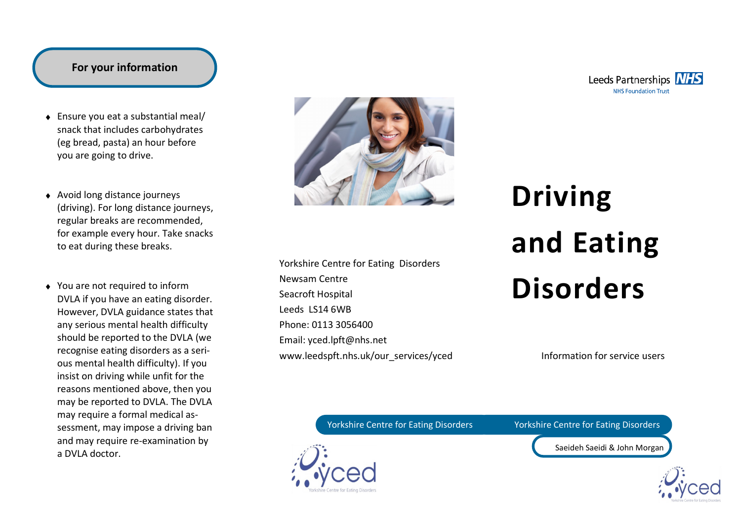## For your information

- Ensure you eat a substantial meal/ snack that includes carbohydrates (eg bread, pasta) an hour before you are going to drive.
- Avoid long distance journeys (driving). For long distance journeys, regular breaks are recommended, for example every hour. Take snacks to eat during these breaks.
- You are not required to inform DVLA if you have an eating disorder. However, DVLA guidance states that any serious mental health difficulty should be reported to the DVLA (we recognise eating disorders as a serious mental health difficulty). If you insist on driving while unfit for the reasons mentioned above, then you may be reported to DVLA. The DVLA may require a formal medical assessment, may impose a driving ban and may require re-examination by a DVLA doctor.

Yorkshire Centre for Eating Disorders
Newsam Centre
Seacroft Hospital
Leeds LS14 6WB
Phone: 0113 3056400
Email: yced.lpft@nhs.net
www.leedspft.nhs.uk/our_services/yced

Yorkshire Centre for Eating Disorders

yced
Yorkshire Centre for Eating Disorders

Leeds Partnerships NHS
NHS Foundation Trust

# Driving and Eating Disorders

Information for service users

Yorkshire Centre for Eating Disorders

Saeideh Saeidi & John Morgan

yced
Yorkshire Centre for Eating Disorders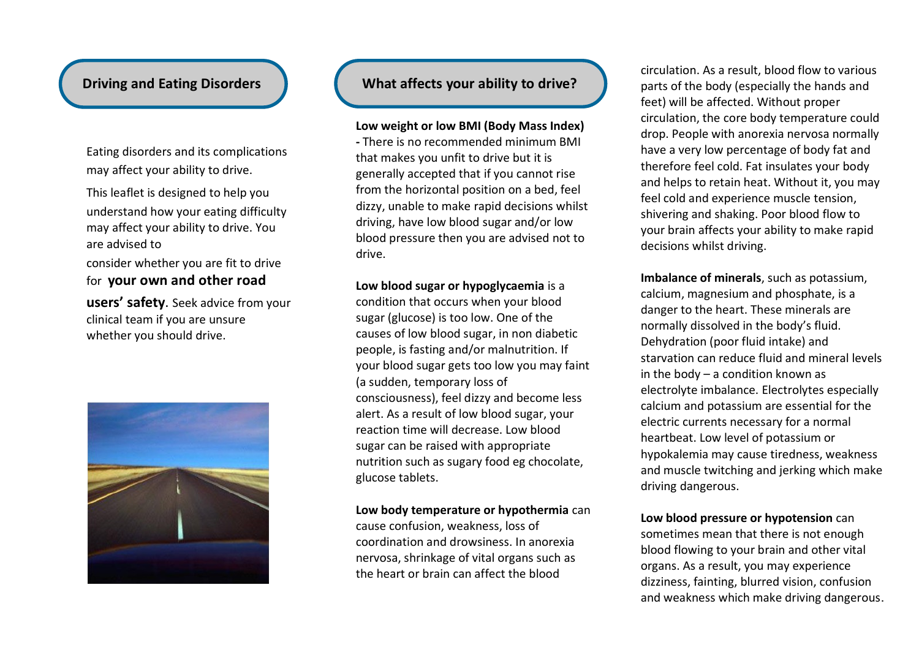## Driving and Eating Disorders

Eating disorders and its complications may affect your ability to drive.

This leaflet is designed to help you understand how your eating difficulty may affect your ability to drive. You are advised to consider whether you are fit to drive for **your own and other road users' safety**. Seek advice from your clinical team if you are unsure whether you should drive.

## What affects your ability to drive?

**Low weight or low BMI (Body Mass Index) -** There is no recommended minimum BMI that makes you unfit to drive but it is generally accepted that if you cannot rise from the horizontal position on a bed, feel dizzy, unable to make rapid decisions whilst driving, have low blood sugar and/or low blood pressure then you are advised not to drive.

**Low blood sugar or hypoglycaemia** is a condition that occurs when your blood sugar (glucose) is too low. One of the causes of low blood sugar, in non diabetic people, is fasting and/or malnutrition. If your blood sugar gets too low you may faint (a sudden, temporary loss of consciousness), feel dizzy and become less alert. As a result of low blood sugar, your reaction time will decrease. Low blood sugar can be raised with appropriate nutrition such as sugary food eg chocolate, glucose tablets.

**Low body temperature or hypothermia** can cause confusion, weakness, loss of coordination and drowsiness. In anorexia nervosa, shrinkage of vital organs such as the heart or brain can affect the blood circulation. As a result, blood flow to various parts of the body (especially the hands and feet) will be affected. Without proper circulation, the core body temperature could drop. People with anorexia nervosa normally have a very low percentage of body fat and therefore feel cold. Fat insulates your body and helps to retain heat. Without it, you may feel cold and experience muscle tension, shivering and shaking. Poor blood flow to your brain affects your ability to make rapid decisions whilst driving.

**Imbalance of minerals**, such as potassium, calcium, magnesium and phosphate, is a danger to the heart. These minerals are normally dissolved in the body's fluid. Dehydration (poor fluid intake) and starvation can reduce fluid and mineral levels in the body – a condition known as electrolyte imbalance. Electrolytes especially calcium and potassium are essential for the electric currents necessary for a normal heartbeat. Low level of potassium or hypokalemia may cause tiredness, weakness and muscle twitching and jerking which make driving dangerous.

**Low blood pressure or hypotension** can sometimes mean that there is not enough blood flowing to your brain and other vital organs. As a result, you may experience dizziness, fainting, blurred vision, confusion and weakness which make driving dangerous.